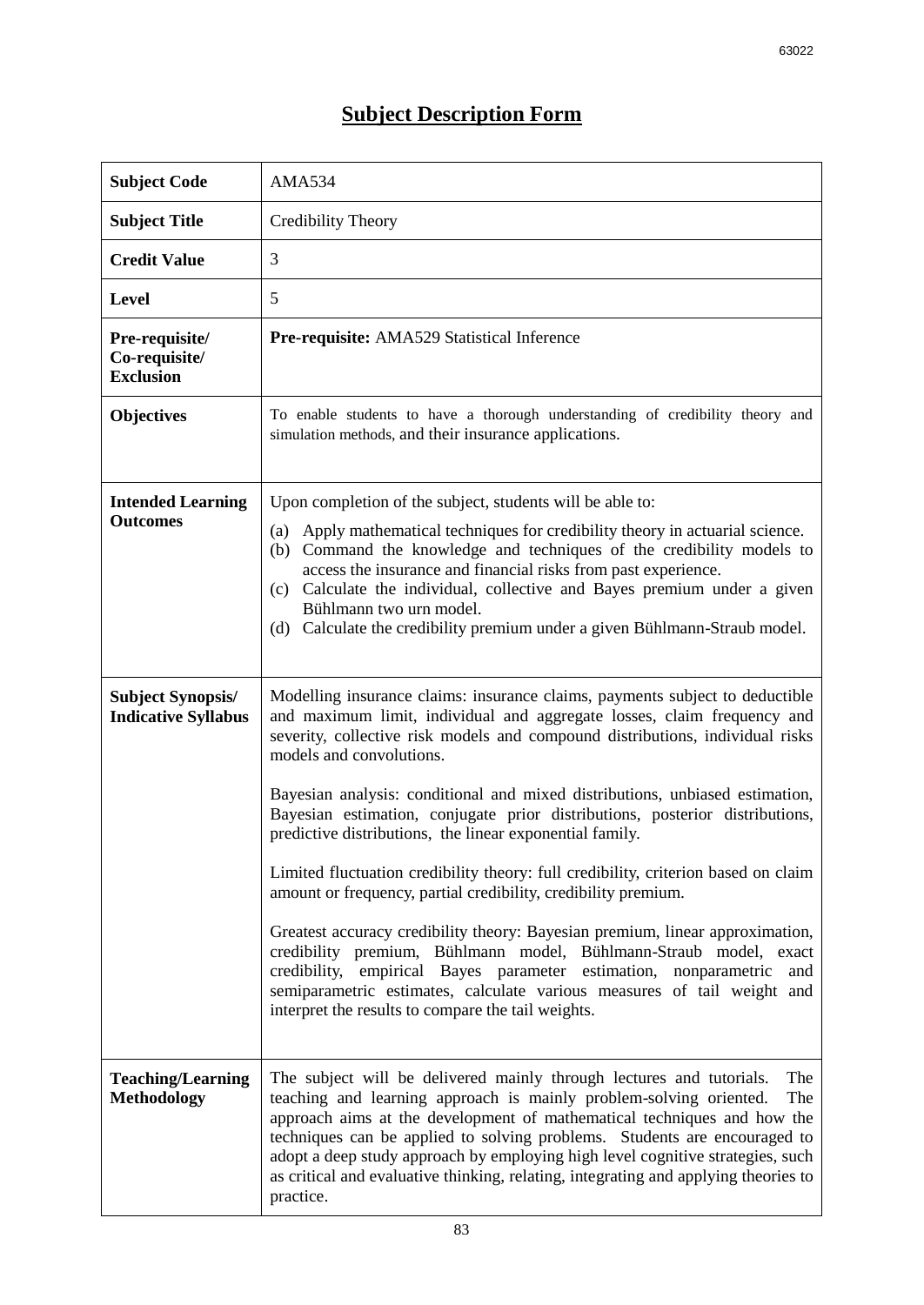# Subject Description Form

| Subject Code | AMA534 |
|---|---|
| **Subject Title** | Credibility Theory |
| **Credit Value** | 3 |
| **Level** | 5 |
| **Pre-requisite/ Co-requisite/ Exclusion** | **Pre-requisite:** AMA529 Statistical Inference |
| **Objectives** | To enable students to have a thorough understanding of credibility theory and simulation methods, and their insurance applications. |
| **Intended Learning Outcomes** | Upon completion of the subject, students will be able to:<br>(a) Apply mathematical techniques for credibility theory in actuarial science.<br>(b) Command the knowledge and techniques of the credibility models to access the insurance and financial risks from past experience.<br>(c) Calculate the individual, collective and Bayes premium under a given Bühlmann two urn model.<br>(d) Calculate the credibility premium under a given Bühlmann-Straub model. |
| **Subject Synopsis/ Indicative Syllabus** | Modelling insurance claims: insurance claims, payments subject to deductible and maximum limit, individual and aggregate losses, claim frequency and severity, collective risk models and compound distributions, individual risks models and convolutions.<br><br>Bayesian analysis: conditional and mixed distributions, unbiased estimation, Bayesian estimation, conjugate prior distributions, posterior distributions, predictive distributions, the linear exponential family.<br><br>Limited fluctuation credibility theory: full credibility, criterion based on claim amount or frequency, partial credibility, credibility premium.<br><br>Greatest accuracy credibility theory: Bayesian premium, linear approximation, credibility premium, Bühlmann model, Bühlmann-Straub model, exact credibility, empirical Bayes parameter estimation, nonparametric and semiparametric estimates, calculate various measures of tail weight and interpret the results to compare the tail weights. |
| **Teaching/Learning Methodology** | The subject will be delivered mainly through lectures and tutorials. The teaching and learning approach is mainly problem-solving oriented. The approach aims at the development of mathematical techniques and how the techniques can be applied to solving problems. Students are encouraged to adopt a deep study approach by employing high level cognitive strategies, such as critical and evaluative thinking, relating, integrating and applying theories to practice. |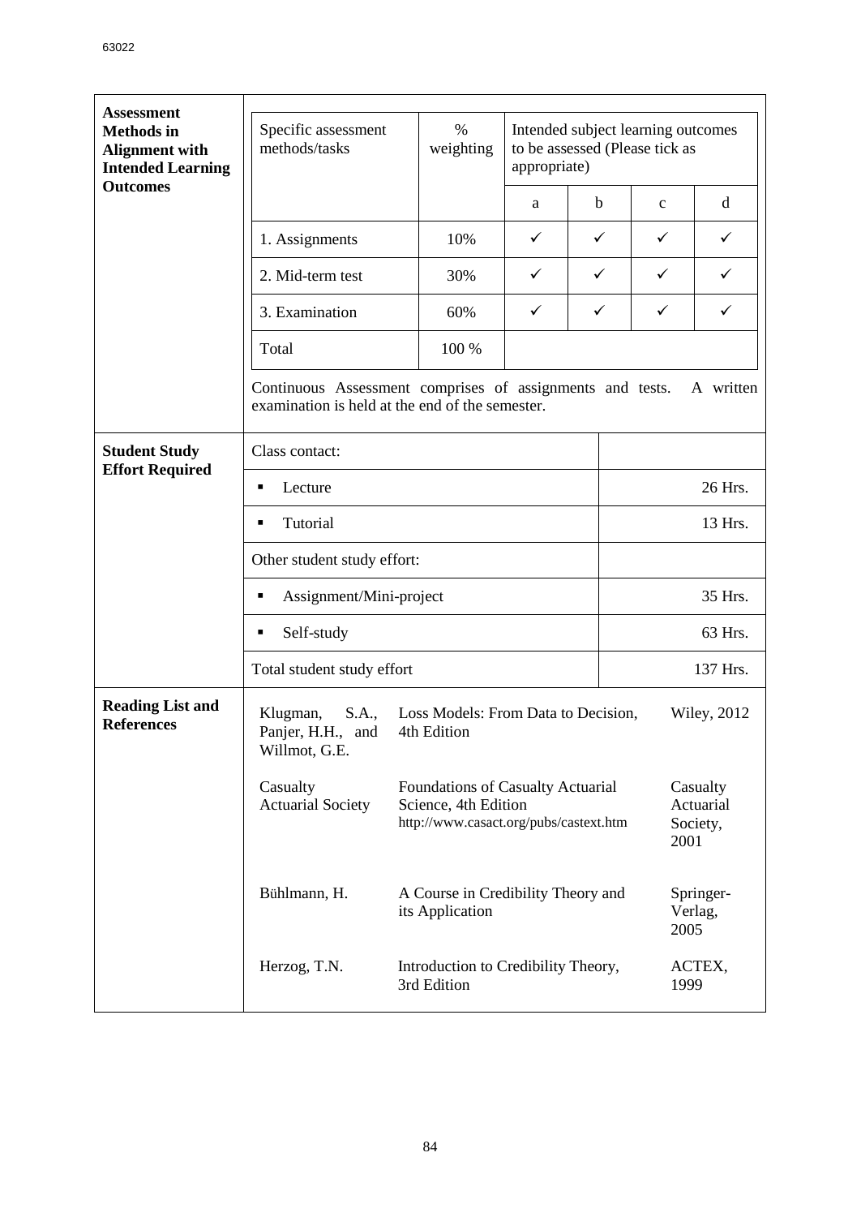| | |
|---|---|
| **Assessment Methods in Alignment with Intended Learning Outcomes** | |

| Specific assessment methods/tasks | % weighting | Intended subject learning outcomes to be assessed (Please tick as appropriate) | | | |
|---|---|---|---|---|---|
| | | a | b | c | d |
| 1. Assignments | 10% | ✓ | ✓ | ✓ | ✓ |
| 2. Mid-term test | 30% | ✓ | ✓ | ✓ | ✓ |
| 3. Examination | 60% | ✓ | ✓ | ✓ | ✓ |
| Total | 100 % | | | | |

Continuous Assessment comprises of assignments and tests. A written examination is held at the end of the semester.

**Student Study Effort Required**

| | |
|---|---|
| Class contact: | |
| ▪ Lecture | 26 Hrs. |
| ▪ Tutorial | 13 Hrs. |
| Other student study effort: | |
| ▪ Assignment/Mini-project | 35 Hrs. |
| ▪ Self-study | 63 Hrs. |
| Total student study effort | 137 Hrs. |

**Reading List and References**

| | | |
|---|---|---|
| Klugman, S.A., Panjer, H.H., and Willmot, G.E. | Loss Models: From Data to Decision, 4th Edition | Wiley, 2012 |
| Casualty Actuarial Society | Foundations of Casualty Actuarial Science, 4th Edition http://www.casact.org/pubs/castext.htm | Casualty Actuarial Society, 2001 |
| Bühlmann, H. | A Course in Credibility Theory and its Application | Springer-Verlag, 2005 |
| Herzog, T.N. | Introduction to Credibility Theory, 3rd Edition | ACTEX, 1999 |